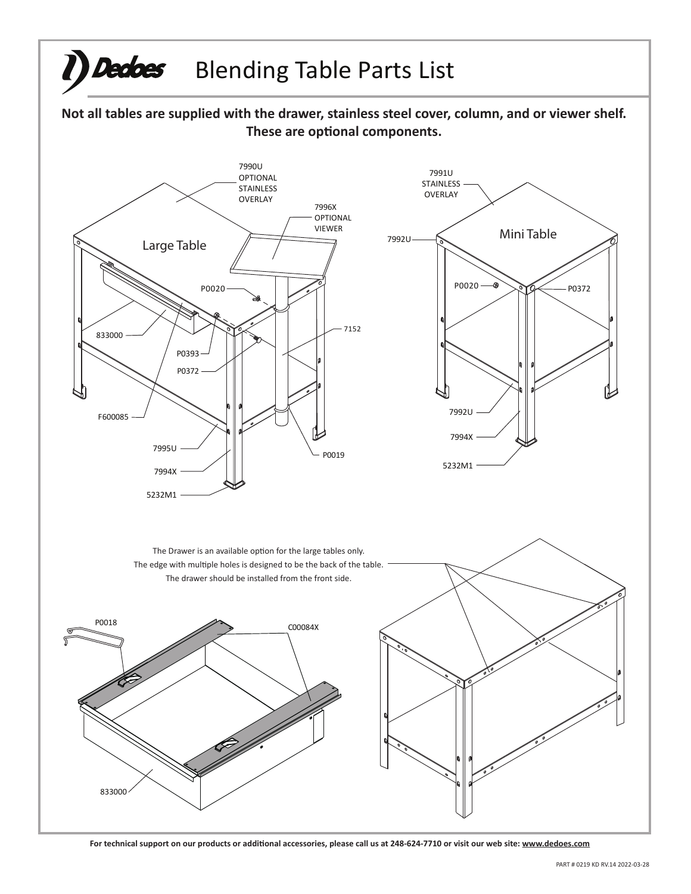# Dedoes Blending Table Parts List

**Not all tables are supplied with the drawer, stainless steel cover, column, and or viewer shelf. These are optional components.**

Large Table

7990U OPTIONAL STAINLESS OVERLAY

7996X OPTIONAL VIEWER

P0020

7152

833000

P0393

P0372

F600085

7995U

P0019

7994X

5232M1

Mini Table

7991U STAINLESS OVERLAY

7992U

P0020

P0372

7992U

7994X

5232M1

The Drawer is an available option for the large tables only.
The edge with multiple holes is designed to be the back of the table.
The drawer should be installed from the front side.

P0018

C00084X

833000

For technical support on our products or additional accessories, please call us at 248-624-7710 or visit our web site: www.dedoes.com

PART # 0219 KD RV.14 2022-03-28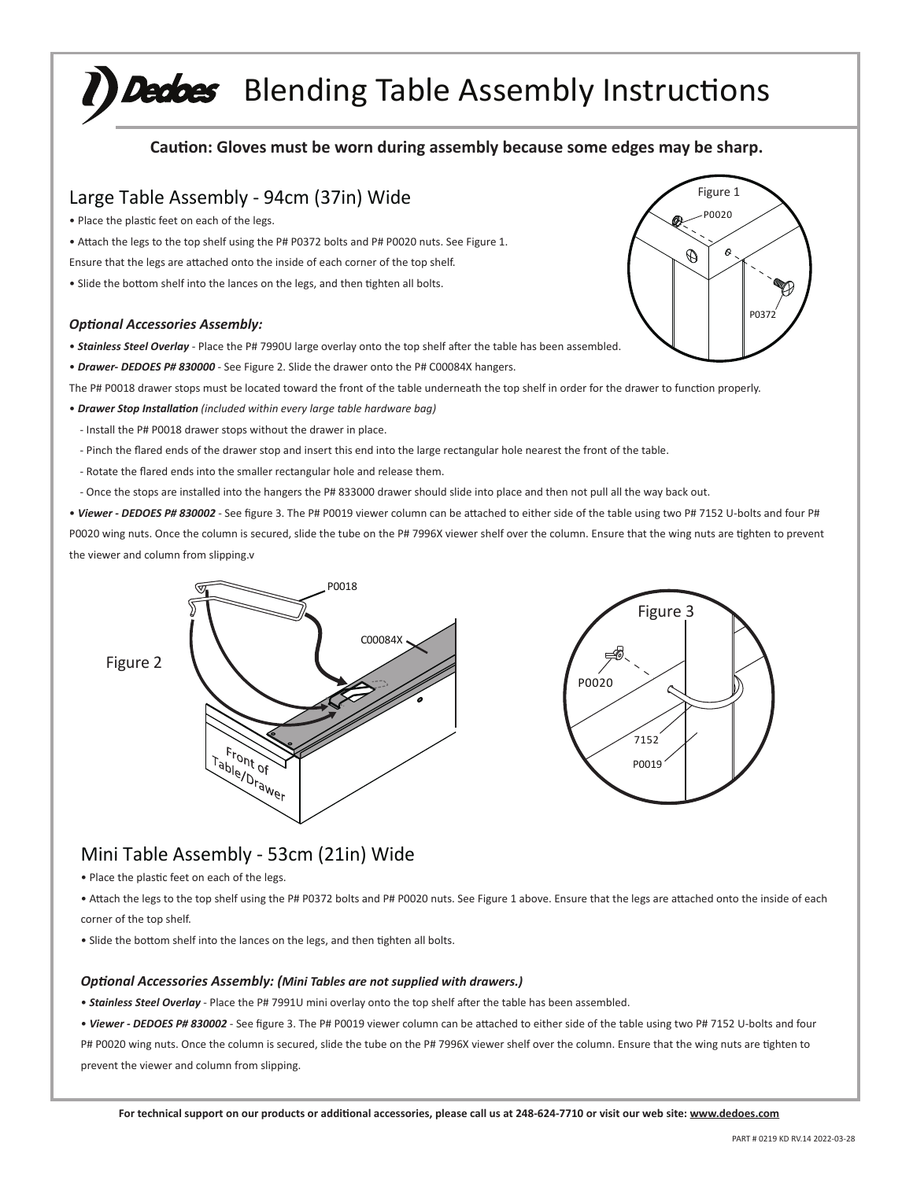# Dedoes Blending Table Assembly Instructions

**Caution: Gloves must be worn during assembly because some edges may be sharp.**

## Large Table Assembly - 94cm (37in) Wide

- Place the plastic feet on each of the legs.
- Attach the legs to the top shelf using the P# P0372 bolts and P# P0020 nuts. See Figure 1.

Ensure that the legs are attached onto the inside of each corner of the top shelf.

- Slide the bottom shelf into the lances on the legs, and then tighten all bolts.

Figure 1

P0020

P0372

### *Optional Accessories Assembly:*

- ***Stainless Steel Overlay*** - Place the P# 7990U large overlay onto the top shelf after the table has been assembled.
- ***Drawer- DEDOES P# 830000*** - See Figure 2. Slide the drawer onto the P# C00084X hangers.

The P# P0018 drawer stops must be located toward the front of the table underneath the top shelf in order for the drawer to function properly.

- ***Drawer Stop Installation*** *(included within every large table hardware bag)*
  - Install the P# P0018 drawer stops without the drawer in place.
  - Pinch the flared ends of the drawer stop and insert this end into the large rectangular hole nearest the front of the table.
  - Rotate the flared ends into the smaller rectangular hole and release them.
  - Once the stops are installed into the hangers the P# 833000 drawer should slide into place and then not pull all the way back out.
- ***Viewer - DEDOES P# 830002*** - See figure 3. The P# P0019 viewer column can be attached to either side of the table using two P# 7152 U-bolts and four P# P0020 wing nuts. Once the column is secured, slide the tube on the P# 7996X viewer shelf over the column. Ensure that the wing nuts are tighten to prevent the viewer and column from slipping.v

Figure 2

P0018

C00084X

Front of Table/Drawer

Figure 3

P0020

7152

P0019

## Mini Table Assembly - 53cm (21in) Wide

- Place the plastic feet on each of the legs.
- Attach the legs to the top shelf using the P# P0372 bolts and P# P0020 nuts. See Figure 1 above. Ensure that the legs are attached onto the inside of each corner of the top shelf.
- Slide the bottom shelf into the lances on the legs, and then tighten all bolts.

### *Optional Accessories Assembly: (Mini Tables are not supplied with drawers.)*

- ***Stainless Steel Overlay*** - Place the P# 7991U mini overlay onto the top shelf after the table has been assembled.
- ***Viewer - DEDOES P# 830002*** - See figure 3. The P# P0019 viewer column can be attached to either side of the table using two P# 7152 U-bolts and four P# P0020 wing nuts. Once the column is secured, slide the tube on the P# 7996X viewer shelf over the column. Ensure that the wing nuts are tighten to prevent the viewer and column from slipping.

**For technical support on our products or additional accessories, please call us at 248-624-7710 or visit our web site: www.dedoes.com**

PART # 0219 KD RV.14 2022-03-28